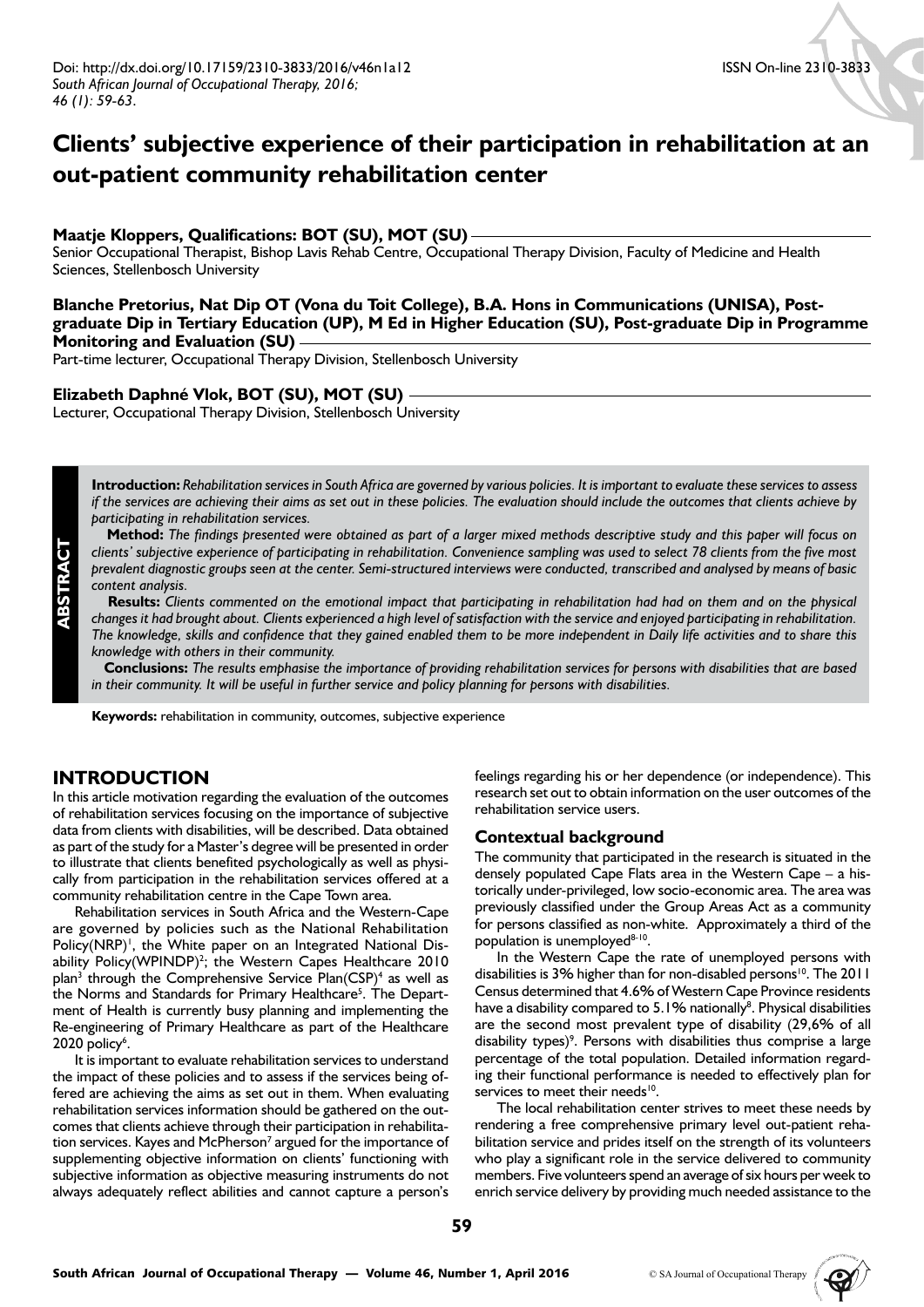Doi: http://dx.doi.org/10.17159/2310-3833/2016/v46n1a12
*South African Journal of Occupational Therapy, 2016; 46 (1): 59-63.*

ISSN On-line 2310-3833

# Clients' subjective experience of their participation in rehabilitation at an out-patient community rehabilitation center

**Maatje Kloppers, Qualifications: BOT (SU), MOT (SU)**
Senior Occupational Therapist, Bishop Lavis Rehab Centre, Occupational Therapy Division, Faculty of Medicine and Health Sciences, Stellenbosch University

**Blanche Pretorius, Nat Dip OT (Vona du Toit College), B.A. Hons in Communications (UNISA), Post-graduate Dip in Tertiary Education (UP), M Ed in Higher Education (SU), Post-graduate Dip in Programme Monitoring and Evaluation (SU)**
Part-time lecturer, Occupational Therapy Division, Stellenbosch University

**Elizabeth Daphné Vlok, BOT (SU), MOT (SU)**
Lecturer, Occupational Therapy Division, Stellenbosch University

## ABSTRACT

**Introduction:** *Rehabilitation services in South Africa are governed by various policies. It is important to evaluate these services to assess if the services are achieving their aims as set out in these policies. The evaluation should include the outcomes that clients achieve by participating in rehabilitation services.*

**Method:** *The findings presented were obtained as part of a larger mixed methods descriptive study and this paper will focus on clients' subjective experience of participating in rehabilitation. Convenience sampling was used to select 78 clients from the five most prevalent diagnostic groups seen at the center. Semi-structured interviews were conducted, transcribed and analysed by means of basic content analysis.*

**Results:** *Clients commented on the emotional impact that participating in rehabilitation had had on them and on the physical changes it had brought about. Clients experienced a high level of satisfaction with the service and enjoyed participating in rehabilitation. The knowledge, skills and confidence that they gained enabled them to be more independent in Daily life activities and to share this knowledge with others in their community.*

**Conclusions:** *The results emphasise the importance of providing rehabilitation services for persons with disabilities that are based in their community. It will be useful in further service and policy planning for persons with disabilities.*

**Keywords:** rehabilitation in community, outcomes, subjective experience

## INTRODUCTION

In this article motivation regarding the evaluation of the outcomes of rehabilitation services focusing on the importance of subjective data from clients with disabilities, will be described. Data obtained as part of the study for a Master's degree will be presented in order to illustrate that clients benefited psychologically as well as physically from participation in the rehabilitation services offered at a community rehabilitation centre in the Cape Town area.

Rehabilitation services in South Africa and the Western-Cape are governed by policies such as the National Rehabilitation Policy(NRP)[1], the White paper on an Integrated National Disability Policy(WPINDP)[2]; the Western Capes Healthcare 2010 plan[3] through the Comprehensive Service Plan(CSP)[4] as well as the Norms and Standards for Primary Healthcare[5]. The Department of Health is currently busy planning and implementing the Re-engineering of Primary Healthcare as part of the Healthcare 2020 policy[6].

It is important to evaluate rehabilitation services to understand the impact of these policies and to assess if the services being offered are achieving the aims as set out in them. When evaluating rehabilitation services information should be gathered on the outcomes that clients achieve through their participation in rehabilitation services. Kayes and McPherson[7] argued for the importance of supplementing objective information on clients' functioning with subjective information as objective measuring instruments do not always adequately reflect abilities and cannot capture a person's feelings regarding his or her dependence (or independence). This research set out to obtain information on the user outcomes of the rehabilitation service users.

### Contextual background

The community that participated in the research is situated in the densely populated Cape Flats area in the Western Cape – a historically under-privileged, low socio-economic area. The area was previously classified under the Group Areas Act as a community for persons classified as non-white. Approximately a third of the population is unemployed[8-10].

In the Western Cape the rate of unemployed persons with disabilities is 3% higher than for non-disabled persons[10]. The 2011 Census determined that 4.6% of Western Cape Province residents have a disability compared to 5.1% nationally[8]. Physical disabilities are the second most prevalent type of disability (29,6% of all disability types)[9]. Persons with disabilities thus comprise a large percentage of the total population. Detailed information regarding their functional performance is needed to effectively plan for services to meet their needs[10].

The local rehabilitation center strives to meet these needs by rendering a free comprehensive primary level out-patient rehabilitation service and prides itself on the strength of its volunteers who play a significant role in the service delivered to community members. Five volunteers spend an average of six hours per week to enrich service delivery by providing much needed assistance to the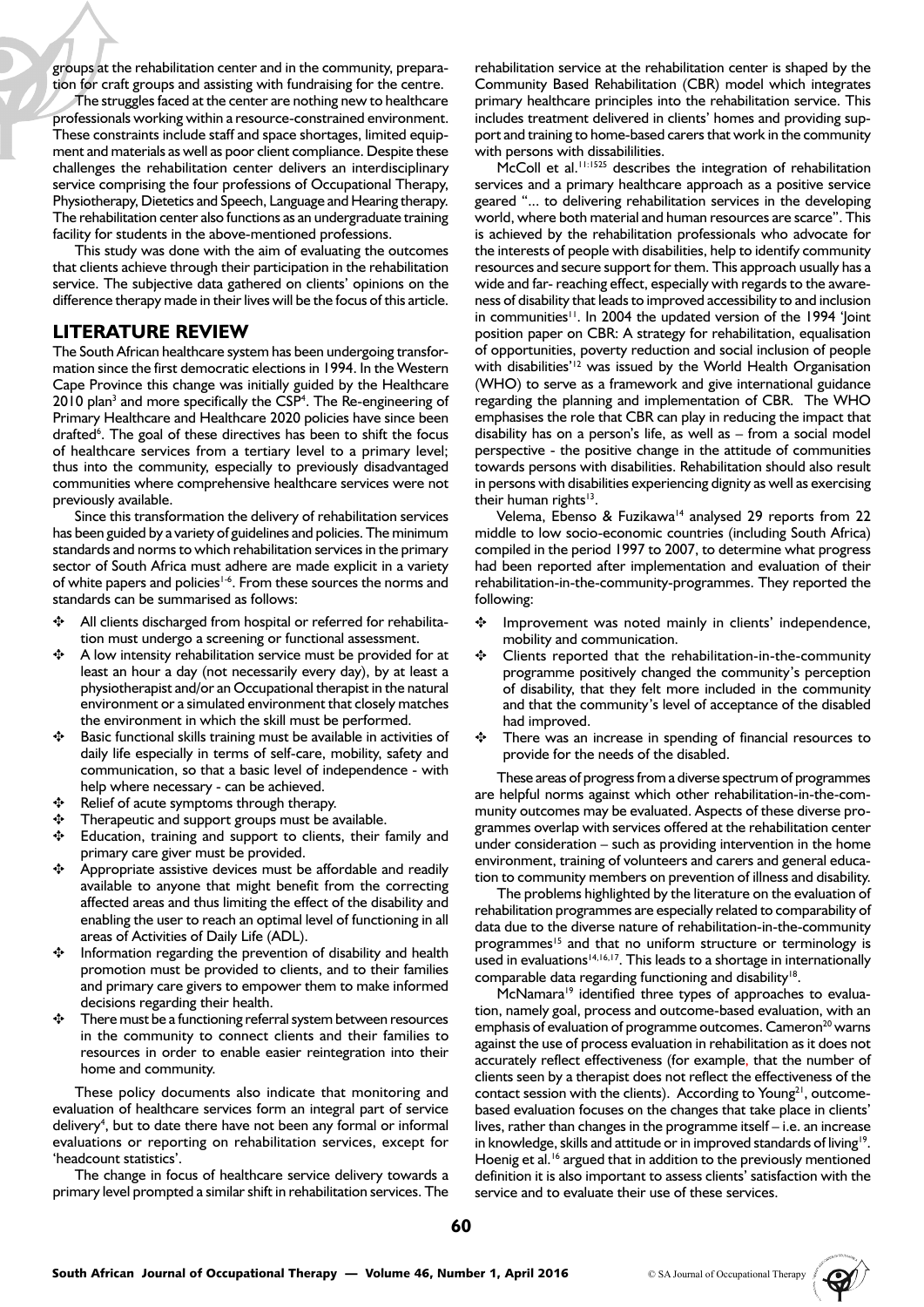groups at the rehabilitation center and in the community, preparation for craft groups and assisting with fundraising for the centre.

The struggles faced at the center are nothing new to healthcare professionals working within a resource-constrained environment. These constraints include staff and space shortages, limited equipment and materials as well as poor client compliance. Despite these challenges the rehabilitation center delivers an interdisciplinary service comprising the four professions of Occupational Therapy, Physiotherapy, Dietetics and Speech, Language and Hearing therapy. The rehabilitation center also functions as an undergraduate training facility for students in the above-mentioned professions.

This study was done with the aim of evaluating the outcomes that clients achieve through their participation in the rehabilitation service. The subjective data gathered on clients' opinions on the difference therapy made in their lives will be the focus of this article.

## LITERATURE REVIEW

The South African healthcare system has been undergoing transformation since the first democratic elections in 1994. In the Western Cape Province this change was initially guided by the Healthcare 2010 plan[3] and more specifically the CSP[4]. The Re-engineering of Primary Healthcare and Healthcare 2020 policies have since been drafted[6]. The goal of these directives has been to shift the focus of healthcare services from a tertiary level to a primary level; thus into the community, especially to previously disadvantaged communities where comprehensive healthcare services were not previously available.

Since this transformation the delivery of rehabilitation services has been guided by a variety of guidelines and policies. The minimum standards and norms to which rehabilitation services in the primary sector of South Africa must adhere are made explicit in a variety of white papers and policies[1-6]. From these sources the norms and standards can be summarised as follows:

- All clients discharged from hospital or referred for rehabilitation must undergo a screening or functional assessment.
- A low intensity rehabilitation service must be provided for at least an hour a day (not necessarily every day), by at least a physiotherapist and/or an Occupational therapist in the natural environment or a simulated environment that closely matches the environment in which the skill must be performed.
- Basic functional skills training must be available in activities of daily life especially in terms of self-care, mobility, safety and communication, so that a basic level of independence - with help where necessary - can be achieved.
- Relief of acute symptoms through therapy.
- Therapeutic and support groups must be available.
- Education, training and support to clients, their family and primary care giver must be provided.
- Appropriate assistive devices must be affordable and readily available to anyone that might benefit from the correcting affected areas and thus limiting the effect of the disability and enabling the user to reach an optimal level of functioning in all areas of Activities of Daily Life (ADL).
- Information regarding the prevention of disability and health promotion must be provided to clients, and to their families and primary care givers to empower them to make informed decisions regarding their health.
- There must be a functioning referral system between resources in the community to connect clients and their families to resources in order to enable easier reintegration into their home and community.

These policy documents also indicate that monitoring and evaluation of healthcare services form an integral part of service delivery[4], but to date there have not been any formal or informal evaluations or reporting on rehabilitation services, except for 'headcount statistics'.

The change in focus of healthcare service delivery towards a primary level prompted a similar shift in rehabilitation services. The rehabilitation service at the rehabilitation center is shaped by the Community Based Rehabilitation (CBR) model which integrates primary healthcare principles into the rehabilitation service. This includes treatment delivered in clients' homes and providing support and training to home-based carers that work in the community with persons with dissabililities.

McColl et al.[11:1525] describes the integration of rehabilitation services and a primary healthcare approach as a positive service geared "... to delivering rehabilitation services in the developing world, where both material and human resources are scarce". This is achieved by the rehabilitation professionals who advocate for the interests of people with disabilities, help to identify community resources and secure support for them. This approach usually has a wide and far- reaching effect, especially with regards to the awareness of disability that leads to improved accessibility to and inclusion in communities[11]. In 2004 the updated version of the 1994 'Joint position paper on CBR: A strategy for rehabilitation, equalisation of opportunities, poverty reduction and social inclusion of people with disabilities'[12] was issued by the World Health Organisation (WHO) to serve as a framework and give international guidance regarding the planning and implementation of CBR. The WHO emphasises the role that CBR can play in reducing the impact that disability has on a person's life, as well as – from a social model perspective - the positive change in the attitude of communities towards persons with disabilities. Rehabilitation should also result in persons with disabilities experiencing dignity as well as exercising their human rights[13].

Velema, Ebenso & Fuzikawa[14] analysed 29 reports from 22 middle to low socio-economic countries (including South Africa) compiled in the period 1997 to 2007, to determine what progress had been reported after implementation and evaluation of their rehabilitation-in-the-community-programmes. They reported the following:

- Improvement was noted mainly in clients' independence, mobility and communication.
- Clients reported that the rehabilitation-in-the-community programme positively changed the community's perception of disability, that they felt more included in the community and that the community's level of acceptance of the disabled had improved.
- There was an increase in spending of financial resources to provide for the needs of the disabled.

These areas of progress from a diverse spectrum of programmes are helpful norms against which other rehabilitation-in-the-community outcomes may be evaluated. Aspects of these diverse programmes overlap with services offered at the rehabilitation center under consideration – such as providing intervention in the home environment, training of volunteers and carers and general education to community members on prevention of illness and disability.

The problems highlighted by the literature on the evaluation of rehabilitation programmes are especially related to comparability of data due to the diverse nature of rehabilitation-in-the-community programmes[15] and that no uniform structure or terminology is used in evaluations[14,16,17]. This leads to a shortage in internationally comparable data regarding functioning and disability[18].

McNamara[19] identified three types of approaches to evaluation, namely goal, process and outcome-based evaluation, with an emphasis of evaluation of programme outcomes. Cameron[20] warns against the use of process evaluation in rehabilitation as it does not accurately reflect effectiveness (for example, that the number of clients seen by a therapist does not reflect the effectiveness of the contact session with the clients). According to Young[21], outcome-based evaluation focuses on the changes that take place in clients' lives, rather than changes in the programme itself – i.e. an increase in knowledge, skills and attitude or in improved standards of living[19]. Hoenig et al.[16] argued that in addition to the previously mentioned definition it is also important to assess clients' satisfaction with the service and to evaluate their use of these services.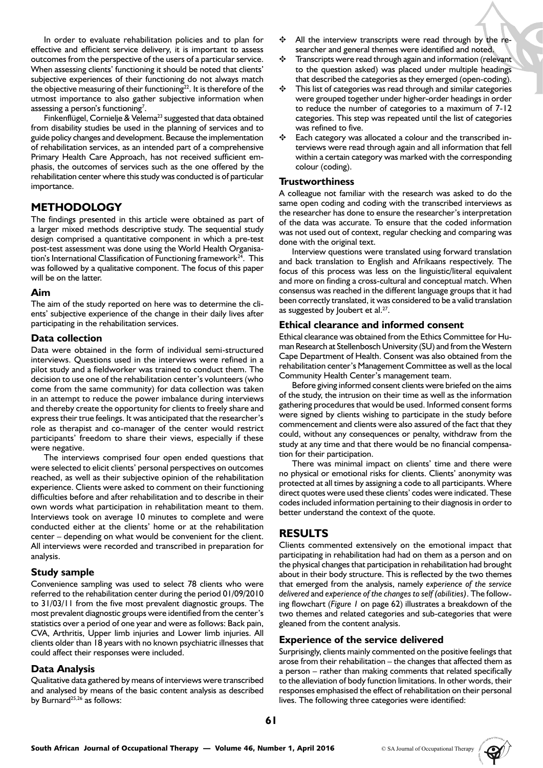In order to evaluate rehabilitation policies and to plan for effective and efficient service delivery, it is important to assess outcomes from the perspective of the users of a particular service. When assessing clients' functioning it should be noted that clients' subjective experiences of their functioning do not always match the objective measuring of their functioning[22]. It is therefore of the utmost importance to also gather subjective information when assessing a person's functioning[7].

Finkenflügel, Cornielje & Velema[23] suggested that data obtained from disability studies be used in the planning of services and to guide policy changes and development. Because the implementation of rehabilitation services, as an intended part of a comprehensive Primary Health Care Approach, has not received sufficient emphasis, the outcomes of services such as the one offered by the rehabilitation center where this study was conducted is of particular importance.

## METHODOLOGY

The findings presented in this article were obtained as part of a larger mixed methods descriptive study. The sequential study design comprised a quantitative component in which a pre-test post-test assessment was done using the World Health Organisation's International Classification of Functioning framework[24]. This was followed by a qualitative component. The focus of this paper will be on the latter.

### Aim

The aim of the study reported on here was to determine the clients' subjective experience of the change in their daily lives after participating in the rehabilitation services.

### Data collection

Data were obtained in the form of individual semi-structured interviews. Questions used in the interviews were refined in a pilot study and a fieldworker was trained to conduct them. The decision to use one of the rehabilitation center's volunteers (who come from the same community) for data collection was taken in an attempt to reduce the power imbalance during interviews and thereby create the opportunity for clients to freely share and express their true feelings. It was anticipated that the researcher's role as therapist and co-manager of the center would restrict participants' freedom to share their views, especially if these were negative.

The interviews comprised four open ended questions that were selected to elicit clients' personal perspectives on outcomes reached, as well as their subjective opinion of the rehabilitation experience. Clients were asked to comment on their functioning difficulties before and after rehabilitation and to describe in their own words what participation in rehabilitation meant to them. Interviews took on average 10 minutes to complete and were conducted either at the clients' home or at the rehabilitation center – depending on what would be convenient for the client. All interviews were recorded and transcribed in preparation for analysis.

### Study sample

Convenience sampling was used to select 78 clients who were referred to the rehabilitation center during the period 01/09/2010 to 31/03/11 from the five most prevalent diagnostic groups. The most prevalent diagnostic groups were identified from the center's statistics over a period of one year and were as follows: Back pain, CVA, Arthritis, Upper limb injuries and Lower limb injuries. All clients older than 18 years with no known psychiatric illnesses that could affect their responses were included.

### Data Analysis

Qualitative data gathered by means of interviews were transcribed and analysed by means of the basic content analysis as described by Burnard[25,26] as follows:

- All the interview transcripts were read through by the researcher and general themes were identified and noted.
- Transcripts were read through again and information (relevant to the question asked) was placed under multiple headings that described the categories as they emerged (open-coding).
- This list of categories was read through and similar categories were grouped together under higher-order headings in order to reduce the number of categories to a maximum of 7-12 categories. This step was repeated until the list of categories was refined to five.
- Each category was allocated a colour and the transcribed interviews were read through again and all information that fell within a certain category was marked with the corresponding colour (coding).

### Trustworthiness

A colleague not familiar with the research was asked to do the same open coding and coding with the transcribed interviews as the researcher has done to ensure the researcher's interpretation of the data was accurate. To ensure that the coded information was not used out of context, regular checking and comparing was done with the original text.

Interview questions were translated using forward translation and back translation to English and Afrikaans respectively. The focus of this process was less on the linguistic/literal equivalent and more on finding a cross-cultural and conceptual match. When consensus was reached in the different language groups that it had been correctly translated, it was considered to be a valid translation as suggested by Joubert et al.[27].

### Ethical clearance and informed consent

Ethical clearance was obtained from the Ethics Committee for Human Research at Stellenbosch University (SU) and from the Western Cape Department of Health. Consent was also obtained from the rehabilitation center's Management Committee as well as the local Community Health Center's management team.

Before giving informed consent clients were briefed on the aims of the study, the intrusion on their time as well as the information gathering procedures that would be used. Informed consent forms were signed by clients wishing to participate in the study before commencement and clients were also assured of the fact that they could, without any consequences or penalty, withdraw from the study at any time and that there would be no financial compensation for their participation.

There was minimal impact on clients' time and there were no physical or emotional risks for clients. Clients' anonymity was protected at all times by assigning a code to all participants. Where direct quotes were used these clients' codes were indicated. These codes included information pertaining to their diagnosis in order to better understand the context of the quote.

## RESULTS

Clients commented extensively on the emotional impact that participating in rehabilitation had had on them as a person and on the physical changes that participation in rehabilitation had brought about in their body structure. This is reflected by the two themes that emerged from the analysis, namely *experience of the service delivered* and *experience of the changes to self (abilities)*. The following flowchart (*Figure 1* on page 62) illustrates a breakdown of the two themes and related categories and sub-categories that were gleaned from the content analysis.

### Experience of the service delivered

Surprisingly, clients mainly commented on the positive feelings that arose from their rehabilitation – the changes that affected them as a person – rather than making comments that related specifically to the alleviation of body function limitations. In other words, their responses emphasised the effect of rehabilitation on their personal lives. The following three categories were identified: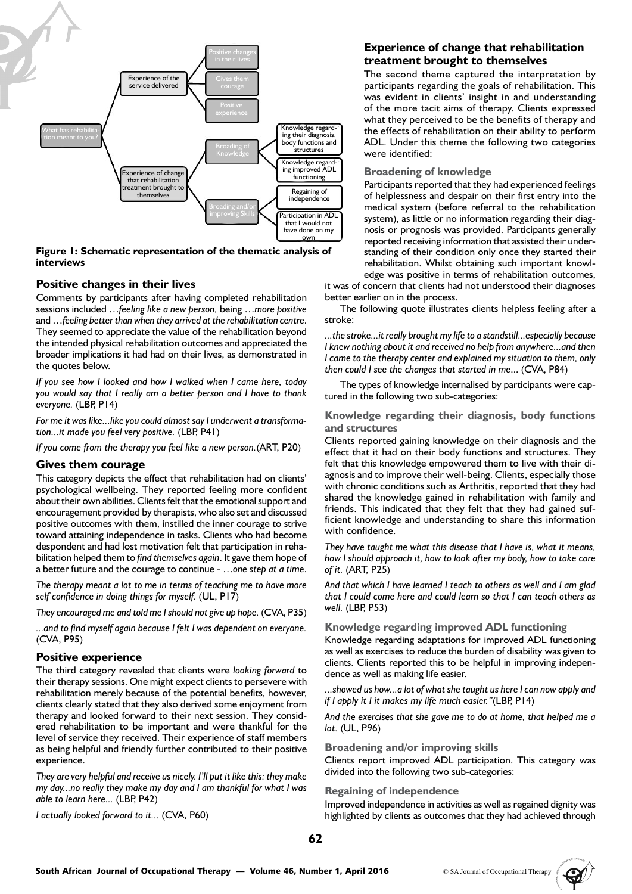What has rehabilitation meant to you?

- Experience of the service delivered
  - Positive changes in their lives
  - Gives them courage
  - Positive experience
- Experience of change that rehabilitation treatment brought to themselves
  - Broading of Knowledge
    - Knowledge regarding their diagnosis, body functions and structures
    - Knowledge regarding improved ADL functioning
  - Broading and/or improving Skills
    - Regaining of independence
    - Participation in ADL that I would not have done on my own

**Figure 1: Schematic representation of the thematic analysis of interviews**

## Positive changes in their lives

Comments by participants after having completed rehabilitation sessions included …*feeling like a new person,* being …*more positive* and …*feeling better than when they arrived at the rehabilitation centre*. They seemed to appreciate the value of the rehabilitation beyond the intended physical rehabilitation outcomes and appreciated the broader implications it had had on their lives, as demonstrated in the quotes below.

*If you see how I looked and how I walked when I came here, today you would say that I really am a better person and I have to thank everyone.* (LBP, P14)

*For me it was like…like you could almost say I underwent a transformation…it made you feel very positive.* (LBP, P41)

*If you come from the therapy you feel like a new person.*(ART, P20)

## Gives them courage

This category depicts the effect that rehabilitation had on clients' psychological wellbeing. They reported feeling more confident about their own abilities. Clients felt that the emotional support and encouragement provided by therapists, who also set and discussed positive outcomes with them, instilled the inner courage to strive toward attaining independence in tasks. Clients who had become despondent and had lost motivation felt that participation in rehabilitation helped them to *find themselves again*. It gave them hope of a better future and the courage to continue - …*one step at a time*.

*The therapy meant a lot to me in terms of teaching me to have more self confidence in doing things for myself.* (UL, P17)

*They encouraged me and told me I should not give up hope.* (CVA, P35)

*…and to find myself again because I felt I was dependent on everyone.* (CVA, P95)

## Positive experience

The third category revealed that clients were *looking forward* to their therapy sessions. One might expect clients to persevere with rehabilitation merely because of the potential benefits, however, clients clearly stated that they also derived some enjoyment from therapy and looked forward to their next session. They considered rehabilitation to be important and were thankful for the level of service they received. Their experience of staff members as being helpful and friendly further contributed to their positive experience.

*They are very helpful and receive us nicely. I'll put it like this: they make my day...no really they make my day and I am thankful for what I was able to learn here...* (LBP, P42)

*I actually looked forward to it...* (CVA, P60)

## Experience of change that rehabilitation treatment brought to themselves

The second theme captured the interpretation by participants regarding the goals of rehabilitation. This was evident in clients' insight in and understanding of the more tacit aims of therapy. Clients expressed what they perceived to be the benefits of therapy and the effects of rehabilitation on their ability to perform ADL. Under this theme the following two categories were identified:

### Broadening of knowledge

Participants reported that they had experienced feelings of helplessness and despair on their first entry into the medical system (before referral to the rehabilitation system), as little or no information regarding their diagnosis or prognosis was provided. Participants generally reported receiving information that assisted their understanding of their condition only once they started their rehabilitation. Whilst obtaining such important knowledge was positive in terms of rehabilitation outcomes, it was of concern that clients had not understood their diagnoses better earlier on in the process.

The following quote illustrates clients helpless feeling after a stroke:

*…the stroke…it really brought my life to a standstill…especially because I knew nothing about it and received no help from anywhere…and then I came to the therapy center and explained my situation to them, only then could I see the changes that started in me…* (CVA, P84)

The types of knowledge internalised by participants were captured in the following two sub-categories:

### Knowledge regarding their diagnosis, body functions and structures

Clients reported gaining knowledge on their diagnosis and the effect that it had on their body functions and structures. They felt that this knowledge empowered them to live with their diagnosis and to improve their well-being. Clients, especially those with chronic conditions such as Arthritis, reported that they had shared the knowledge gained in rehabilitation with family and friends. This indicated that they felt that they had gained sufficient knowledge and understanding to share this information with confidence.

*They have taught me what this disease that I have is, what it means, how I should approach it, how to look after my body, how to take care of it.* (ART, P25)

*And that which I have learned I teach to others as well and I am glad that I could come here and could learn so that I can teach others as well.* (LBP, P53)

### Knowledge regarding improved ADL functioning

Knowledge regarding adaptations for improved ADL functioning as well as exercises to reduce the burden of disability was given to clients. Clients reported this to be helpful in improving independence as well as making life easier.

*…showed us how…a lot of what she taught us here I can now apply and if I apply it I it makes my life much easier."*(LBP, P14)

*And the exercises that she gave me to do at home, that helped me a lot.* (UL, P96)

### Broadening and/or improving skills

Clients report improved ADL participation. This category was divided into the following two sub-categories:

### Regaining of independence

Improved independence in activities as well as regained dignity was highlighted by clients as outcomes that they had achieved through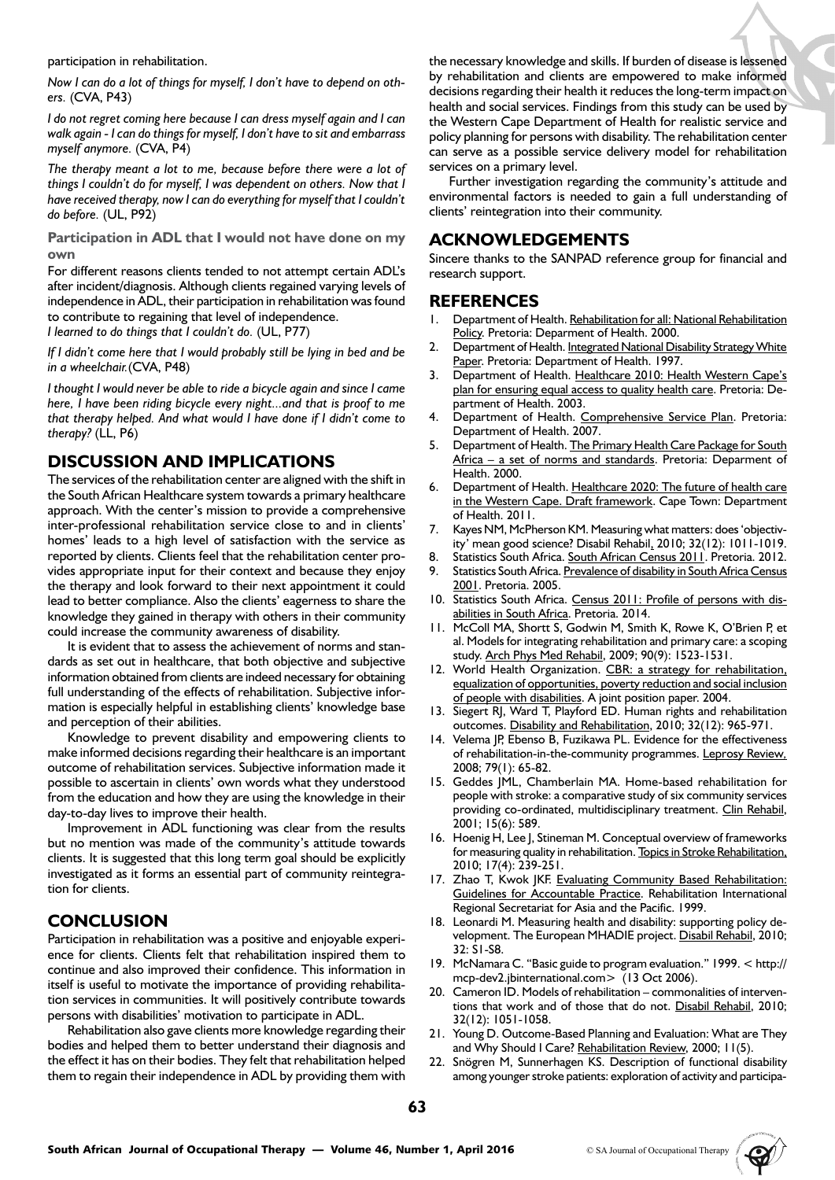participation in rehabilitation.

*Now I can do a lot of things for myself, I don't have to depend on others.* (CVA, P43)

*I do not regret coming here because I can dress myself again and I can walk again - I can do things for myself, I don't have to sit and embarrass myself anymore.* (CVA, P4)

*The therapy meant a lot to me, because before there were a lot of things I couldn't do for myself, I was dependent on others. Now that I have received therapy, now I can do everything for myself that I couldn't do before.* (UL, P92)

### Participation in ADL that I would not have done on my own

For different reasons clients tended to not attempt certain ADL's after incident/diagnosis. Although clients regained varying levels of independence in ADL, their participation in rehabilitation was found to contribute to regaining that level of independence.

*I learned to do things that I couldn't do.* (UL, P77)

*If I didn't come here that I would probably still be lying in bed and be in a wheelchair.*(CVA, P48)

*I thought I would never be able to ride a bicycle again and since I came here, I have been riding bicycle every night...and that is proof to me that therapy helped. And what would I have done if I didn't come to therapy?* (LL, P6)

## DISCUSSION AND IMPLICATIONS

The services of the rehabilitation center are aligned with the shift in the South African Healthcare system towards a primary healthcare approach. With the center's mission to provide a comprehensive inter-professional rehabilitation service close to and in clients' homes' leads to a high level of satisfaction with the service as reported by clients. Clients feel that the rehabilitation center provides appropriate input for their context and because they enjoy the therapy and look forward to their next appointment it could lead to better compliance. Also the clients' eagerness to share the knowledge they gained in therapy with others in their community could increase the community awareness of disability.

It is evident that to assess the achievement of norms and standards as set out in healthcare, that both objective and subjective information obtained from clients are indeed necessary for obtaining full understanding of the effects of rehabilitation. Subjective information is especially helpful in establishing clients' knowledge base and perception of their abilities.

Knowledge to prevent disability and empowering clients to make informed decisions regarding their healthcare is an important outcome of rehabilitation services. Subjective information made it possible to ascertain in clients' own words what they understood from the education and how they are using the knowledge in their day-to-day lives to improve their health.

Improvement in ADL functioning was clear from the results but no mention was made of the community's attitude towards clients. It is suggested that this long term goal should be explicitly investigated as it forms an essential part of community reintegration for clients.

## CONCLUSION

Participation in rehabilitation was a positive and enjoyable experience for clients. Clients felt that rehabilitation inspired them to continue and also improved their confidence. This information in itself is useful to motivate the importance of providing rehabilitation services in communities. It will positively contribute towards persons with disabilities' motivation to participate in ADL.

Rehabilitation also gave clients more knowledge regarding their bodies and helped them to better understand their diagnosis and the effect it has on their bodies. They felt that rehabilitation helped them to regain their independence in ADL by providing them with the necessary knowledge and skills. If burden of disease is lessened by rehabilitation and clients are empowered to make informed decisions regarding their health it reduces the long-term impact on health and social services. Findings from this study can be used by the Western Cape Department of Health for realistic service and policy planning for persons with disability. The rehabilitation center can serve as a possible service delivery model for rehabilitation services on a primary level.

Further investigation regarding the community's attitude and environmental factors is needed to gain a full understanding of clients' reintegration into their community.

## ACKNOWLEDGEMENTS

Sincere thanks to the SANPAD reference group for financial and research support.

## REFERENCES

1. Department of Health. Rehabilitation for all: National Rehabilitation Policy. Pretoria: Deparment of Health. 2000.
2. Department of Health. Integrated National Disability Strategy White Paper. Pretoria: Department of Health. 1997.
3. Department of Health. Healthcare 2010: Health Western Cape's plan for ensuring equal access to quality health care. Pretoria: Department of Health. 2003.
4. Department of Health. Comprehensive Service Plan. Pretoria: Department of Health. 2007.
5. Department of Health. The Primary Health Care Package for South Africa – a set of norms and standards. Pretoria: Deparment of Health. 2000.
6. Department of Health. Healthcare 2020: The future of health care in the Western Cape. Draft framework. Cape Town: Department of Health. 2011.
7. Kayes NM, McPherson KM. Measuring what matters: does 'objectivity' mean good science? Disabil Rehabil, 2010; 32(12): 1011-1019.
8. Statistics South Africa. South African Census 2011. Pretoria. 2012.
9. Statistics South Africa. Prevalence of disability in South Africa Census 2001. Pretoria. 2005.
10. Statistics South Africa. Census 2011: Profile of persons with disabilities in South Africa. Pretoria. 2014.
11. McColl MA, Shortt S, Godwin M, Smith K, Rowe K, O'Brien P, et al. Models for integrating rehabilitation and primary care: a scoping study. Arch Phys Med Rehabil, 2009; 90(9): 1523-1531.
12. World Health Organization. CBR: a strategy for rehabilitation, equalization of opportunities, poverty reduction and social inclusion of people with disabilities. A joint position paper. 2004.
13. Siegert RJ, Ward T, Playford ED. Human rights and rehabilitation outcomes. Disability and Rehabilitation, 2010; 32(12): 965-971.
14. Velema JP, Ebenso B, Fuzikawa PL. Evidence for the effectiveness of rehabilitation-in-the-community programmes. Leprosy Review, 2008; 79(1): 65-82.
15. Geddes JML, Chamberlain MA. Home-based rehabilitation for people with stroke: a comparative study of six community services providing co-ordinated, multidisciplinary treatment. Clin Rehabil, 2001; 15(6): 589.
16. Hoenig H, Lee J, Stineman M. Conceptual overview of frameworks for measuring quality in rehabilitation. Topics in Stroke Rehabilitation, 2010; 17(4): 239-251.
17. Zhao T, Kwok JKF. Evaluating Community Based Rehabilitation: Guidelines for Accountable Practice. Rehabilitation International Regional Secretariat for Asia and the Pacific. 1999.
18. Leonardi M. Measuring health and disability: supporting policy development. The European MHADIE project. Disabil Rehabil, 2010; 32: S1-S8.
19. McNamara C. "Basic guide to program evaluation." 1999. < http://mcp-dev2.jbinternational.com> (13 Oct 2006).
20. Cameron ID. Models of rehabilitation – commonalities of interventions that work and of those that do not. Disabil Rehabil, 2010; 32(12): 1051-1058.
21. Young D. Outcome-Based Planning and Evaluation: What are They and Why Should I Care? Rehabilitation Review, 2000; 11(5).
22. Snögren M, Sunnerhagen KS. Description of functional disability among younger stroke patients: exploration of activity and participa-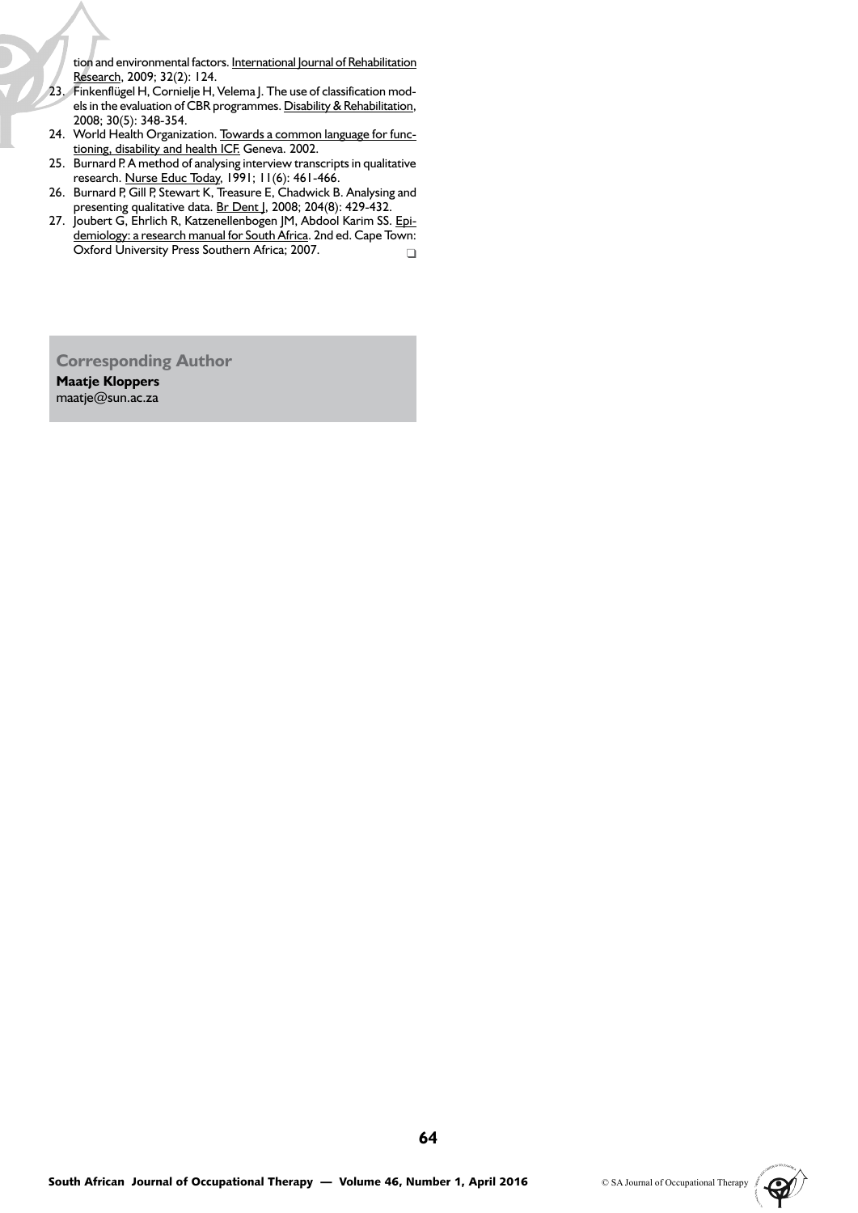tion and environmental factors. International Journal of Rehabilitation Research, 2009; 32(2): 124.

23. Finkenflügel H, Cornielje H, Velema J. The use of classification models in the evaluation of CBR programmes. Disability & Rehabilitation, 2008; 30(5): 348-354.
24. World Health Organization. Towards a common language for functioning, disability and health ICF. Geneva. 2002.
25. Burnard P. A method of analysing interview transcripts in qualitative research. Nurse Educ Today, 1991; 11(6): 461-466.
26. Burnard P, Gill P, Stewart K, Treasure E, Chadwick B. Analysing and presenting qualitative data. Br Dent J, 2008; 204(8): 429-432.
27. Joubert G, Ehrlich R, Katzenellenbogen JM, Abdool Karim SS. Epidemiology: a research manual for South Africa. 2nd ed. Cape Town: Oxford University Press Southern Africa; 2007.

## Corresponding Author

**Maatje Kloppers**
maatje@sun.ac.za